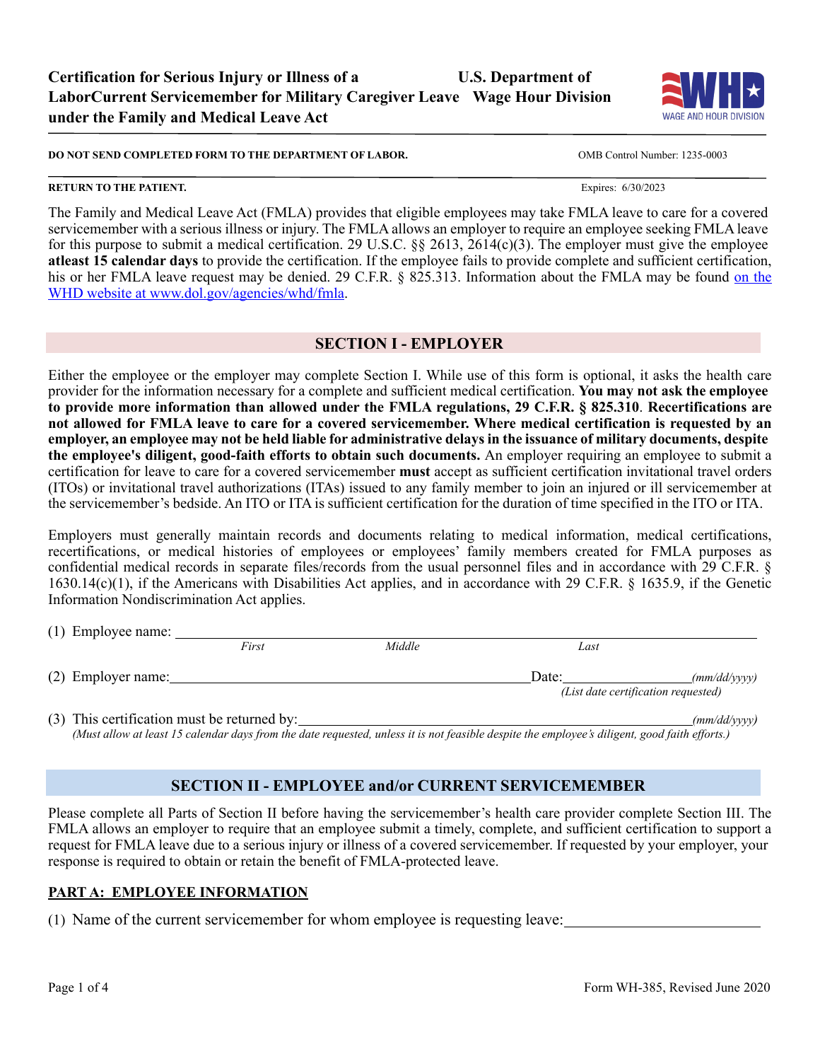# Certification for Serious Injury or Illness of a Current Servicemember for Military Caregiver Leave under the Family and Medical Leave Act

**U.S. Department of Labor**
**Wage Hour Division**

**DO NOT SEND COMPLETED FORM TO THE DEPARTMENT OF LABOR.** OMB Control Number: 1235-0003

**RETURN TO THE PATIENT.** Expires: 6/30/2023

The Family and Medical Leave Act (FMLA) provides that eligible employees may take FMLA leave to care for a covered servicemember with a serious illness or injury. The FMLA allows an employer to require an employee seeking FMLA leave for this purpose to submit a medical certification. 29 U.S.C. §§ 2613, 2614(c)(3). The employer must give the employee **atleast 15 calendar days** to provide the certification. If the employee fails to provide complete and sufficient certification, his or her FMLA leave request may be denied. 29 C.F.R. § 825.313. Information about the FMLA may be found on the WHD website at www.dol.gov/agencies/whd/fmla.

## SECTION I - EMPLOYER

Either the employee or the employer may complete Section I. While use of this form is optional, it asks the health care provider for the information necessary for a complete and sufficient medical certification. **You may not ask the employee to provide more information than allowed under the FMLA regulations, 29 C.F.R. § 825.310**. **Recertifications are not allowed for FMLA leave to care for a covered servicemember. Where medical certification is requested by an employer, an employee may not be held liable for administrative delays in the issuance of military documents, despite the employee's diligent, good-faith efforts to obtain such documents.** An employer requiring an employee to submit a certification for leave to care for a covered servicemember **must** accept as sufficient certification invitational travel orders (ITOs) or invitational travel authorizations (ITAs) issued to any family member to join an injured or ill servicemember at the servicemember's bedside. An ITO or ITA is sufficient certification for the duration of time specified in the ITO or ITA.

Employers must generally maintain records and documents relating to medical information, medical certifications, recertifications, or medical histories of employees or employees' family members created for FMLA purposes as confidential medical records in separate files/records from the usual personnel files and in accordance with 29 C.F.R. § 1630.14(c)(1), if the Americans with Disabilities Act applies, and in accordance with 29 C.F.R. § 1635.9, if the Genetic Information Nondiscrimination Act applies.

(1) Employee name: ______________________________
*First* *Middle* *Last*

(2) Employer name: ______________________________ Date: ____________ *(mm/dd/yyyy)*
*(List date certification requested)*

(3) This certification must be returned by: ______________________________ *(mm/dd/yyyy)*
*(Must allow at least 15 calendar days from the date requested, unless it is not feasible despite the employee's diligent, good faith efforts.)*

## SECTION II - EMPLOYEE and/or CURRENT SERVICEMEMBER

Please complete all Parts of Section II before having the servicemember's health care provider complete Section III. The FMLA allows an employer to require that an employee submit a timely, complete, and sufficient certification to support a request for FMLA leave due to a serious injury or illness of a covered servicemember. If requested by your employer, your response is required to obtain or retain the benefit of FMLA-protected leave.

### PART A: EMPLOYEE INFORMATION

(1) Name of the current servicemember for whom employee is requesting leave: ______________________________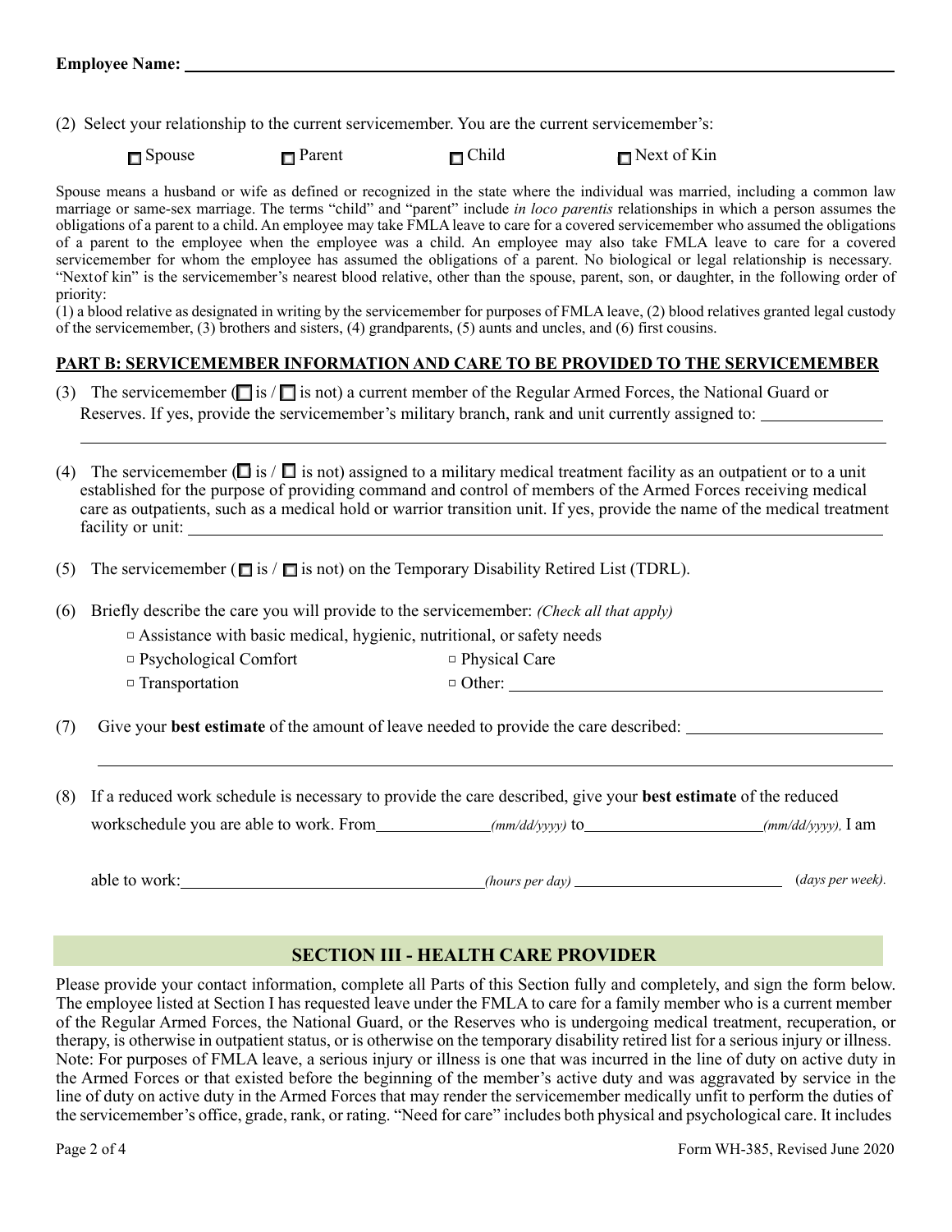**Employee Name:** ______________________________

(2) Select your relationship to the current servicemember. You are the current servicemember's:

☐ Spouse ☐ Parent ☐ Child ☐ Next of Kin

Spouse means a husband or wife as defined or recognized in the state where the individual was married, including a common law marriage or same-sex marriage. The terms "child" and "parent" include *in loco parentis* relationships in which a person assumes the obligations of a parent to a child. An employee may take FMLA leave to care for a covered servicemember who assumed the obligations of a parent to the employee when the employee was a child. An employee may also take FMLA leave to care for a covered servicemember for whom the employee has assumed the obligations of a parent. No biological or legal relationship is necessary. "Nextof kin" is the servicemember's nearest blood relative, other than the spouse, parent, son, or daughter, in the following order of priority:
(1) a blood relative as designated in writing by the servicemember for purposes of FMLA leave, (2) blood relatives granted legal custody of the servicemember, (3) brothers and sisters, (4) grandparents, (5) aunts and uncles, and (6) first cousins.

## PART B: SERVICEMEMBER INFORMATION AND CARE TO BE PROVIDED TO THE SERVICEMEMBER

(3) The servicemember (☐ is / ☐ is not) a current member of the Regular Armed Forces, the National Guard or Reserves. If yes, provide the servicemember's military branch, rank and unit currently assigned to: ______________________________

(4) The servicemember (☐ is / ☐ is not) assigned to a military medical treatment facility as an outpatient or to a unit established for the purpose of providing command and control of members of the Armed Forces receiving medical care as outpatients, such as a medical hold or warrior transition unit. If yes, provide the name of the medical treatment facility or unit: ______________________________

(5) The servicemember (☐ is / ☐ is not) on the Temporary Disability Retired List (TDRL).

(6) Briefly describe the care you will provide to the servicemember: *(Check all that apply)*

- ☐ Assistance with basic medical, hygienic, nutritional, or safety needs
- ☐ Psychological Comfort
- ☐ Physical Care
- ☐ Transportation
- ☐ Other: ______________________________

(7) Give your **best estimate** of the amount of leave needed to provide the care described: ______________________________

(8) If a reduced work schedule is necessary to provide the care described, give your **best estimate** of the reduced workschedule you are able to work. From __________ *(mm/dd/yyyy)* to __________ *(mm/dd/yyyy),* I am able to work: __________ *(hours per day)* __________ (*days per week).*

## SECTION III - HEALTH CARE PROVIDER

Please provide your contact information, complete all Parts of this Section fully and completely, and sign the form below. The employee listed at Section I has requested leave under the FMLA to care for a family member who is a current member of the Regular Armed Forces, the National Guard, or the Reserves who is undergoing medical treatment, recuperation, or therapy, is otherwise in outpatient status, or is otherwise on the temporary disability retired list for a serious injury or illness. Note: For purposes of FMLA leave, a serious injury or illness is one that was incurred in the line of duty on active duty in the Armed Forces or that existed before the beginning of the member's active duty and was aggravated by service in the line of duty on active duty in the Armed Forces that may render the servicemember medically unfit to perform the duties of the servicemember's office, grade, rank, or rating. "Need for care" includes both physical and psychological care. It includes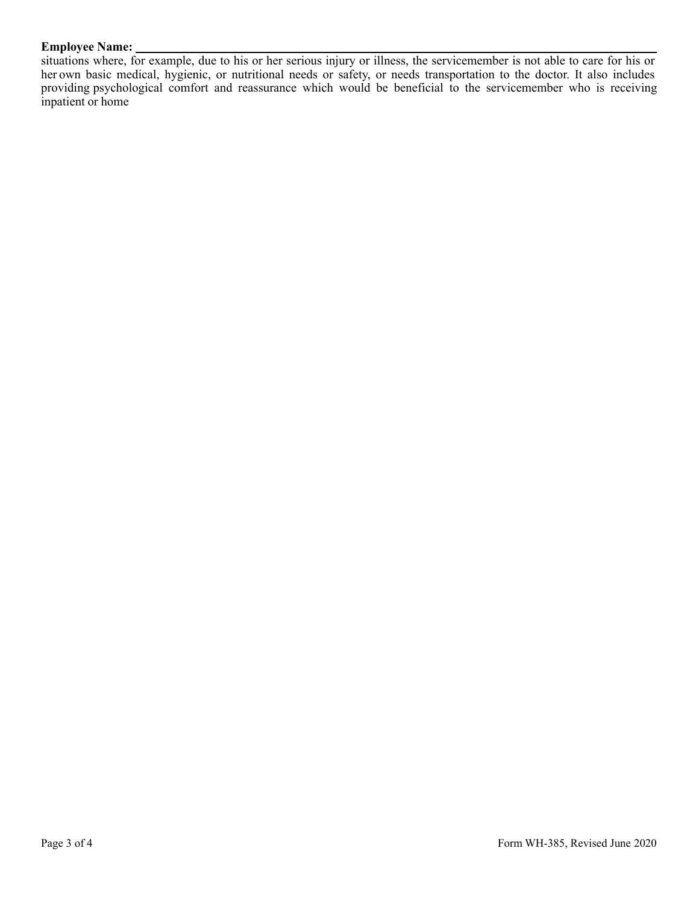**Employee Name:** ______________________________________________

situations where, for example, due to his or her serious injury or illness, the servicemember is not able to care for his or her own basic medical, hygienic, or nutritional needs or safety, or needs transportation to the doctor. It also includes providing psychological comfort and reassurance which would be beneficial to the servicemember who is receiving inpatient or home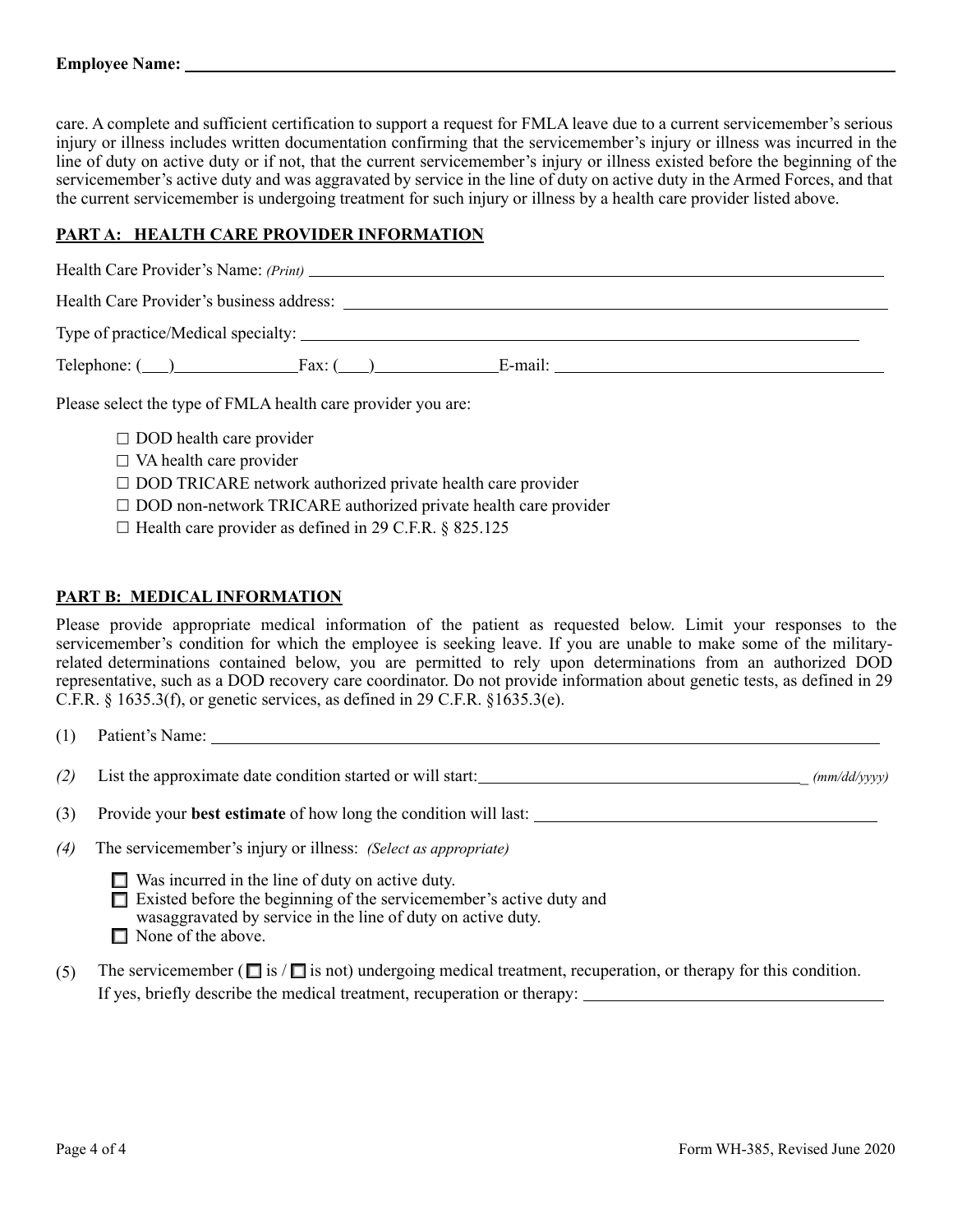**Employee Name:** ____________________________________________

care. A complete and sufficient certification to support a request for FMLA leave due to a current servicemember's serious injury or illness includes written documentation confirming that the servicemember's injury or illness was incurred in the line of duty on active duty or if not, that the current servicemember's injury or illness existed before the beginning of the servicemember's active duty and was aggravated by service in the line of duty on active duty in the Armed Forces, and that the current servicemember is undergoing treatment for such injury or illness by a health care provider listed above.

## PART A: HEALTH CARE PROVIDER INFORMATION

Health Care Provider's Name: *(Print)* ____________________________________________

Health Care Provider's business address: ____________________________________________

Type of practice/Medical specialty: ____________________________________________

Telephone: (\_\_\_)\_\_\_\_\_\_\_\_\_\_\_\_\_\_ Fax: (\_\_\_)\_\_\_\_\_\_\_\_\_\_\_\_\_\_ E-mail: ____________________________________________

Please select the type of FMLA health care provider you are:

- ☐ DOD health care provider
- ☐ VA health care provider
- ☐ DOD TRICARE network authorized private health care provider
- ☐ DOD non-network TRICARE authorized private health care provider
- ☐ Health care provider as defined in 29 C.F.R. § 825.125

## PART B: MEDICAL INFORMATION

Please provide appropriate medical information of the patient as requested below. Limit your responses to the servicemember's condition for which the employee is seeking leave. If you are unable to make some of the military-related determinations contained below, you are permitted to rely upon determinations from an authorized DOD representative, such as a DOD recovery care coordinator. Do not provide information about genetic tests, as defined in 29 C.F.R. § 1635.3(f), or genetic services, as defined in 29 C.F.R. §1635.3(e).

(1) Patient's Name: ____________________________________________

*(2)* List the approximate date condition started or will start: ______________________ *(mm/dd/yyyy)*

(3) Provide your **best estimate** of how long the condition will last: ____________________________________________

*(4)* The servicemember's injury or illness: *(Select as appropriate)*

- ☐ Was incurred in the line of duty on active duty.
- ☐ Existed before the beginning of the servicemember's active duty and wasaggravated by service in the line of duty on active duty.
- ☐ None of the above.

(5) The servicemember (☐ is / ☐ is not) undergoing medical treatment, recuperation, or therapy for this condition. If yes, briefly describe the medical treatment, recuperation or therapy: ____________________________________________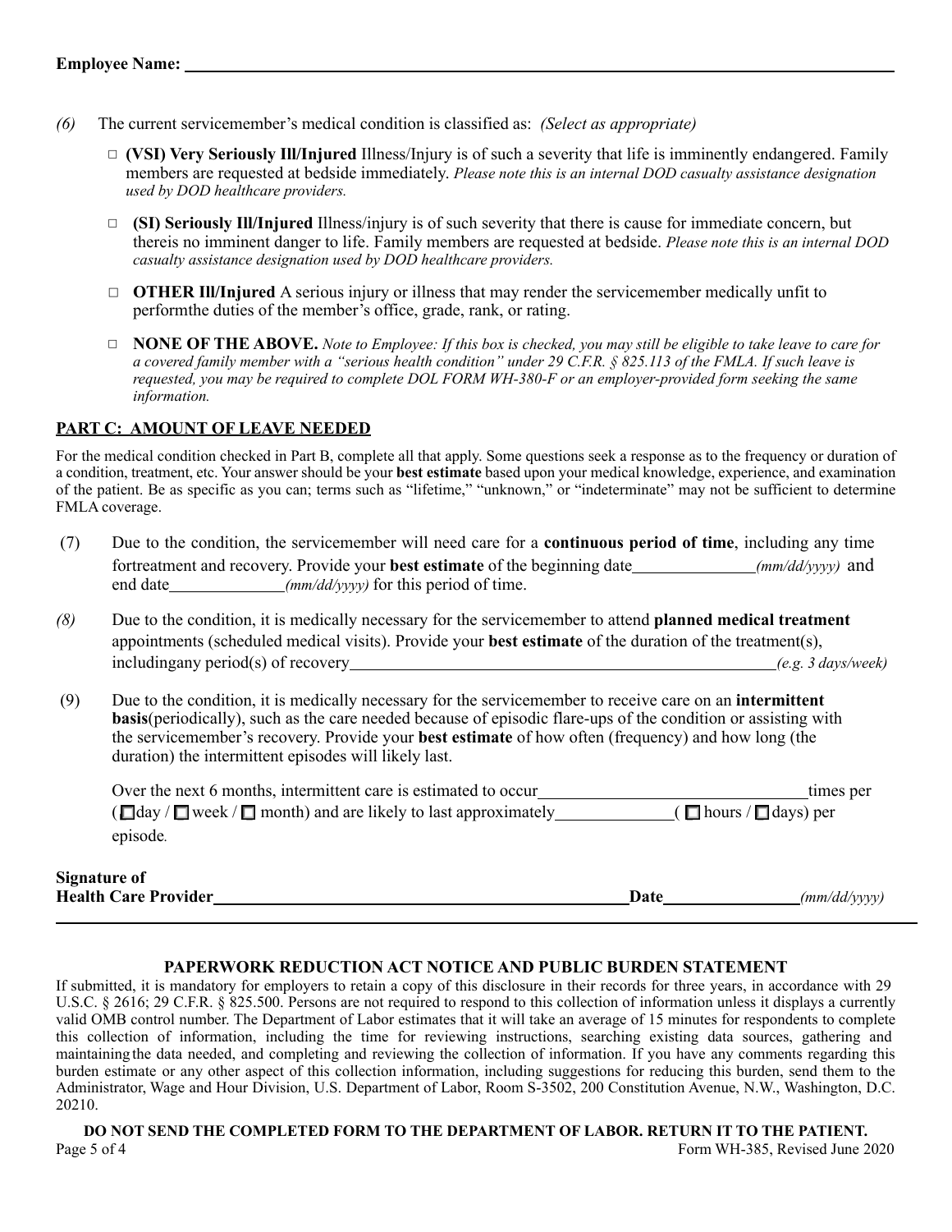Employee Name: ______________________________

*(6)* The current servicemember's medical condition is classified as: *(Select as appropriate)*

- ☐ **(VSI) Very Seriously Ill/Injured** Illness/Injury is of such a severity that life is imminently endangered. Family members are requested at bedside immediately. *Please note this is an internal DOD casualty assistance designation used by DOD healthcare providers.*
- ☐ **(SI) Seriously Ill/Injured** Illness/injury is of such severity that there is cause for immediate concern, but thereis no imminent danger to life. Family members are requested at bedside. *Please note this is an internal DOD casualty assistance designation used by DOD healthcare providers.*
- ☐ **OTHER Ill/Injured** A serious injury or illness that may render the servicemember medically unfit to performthe duties of the member's office, grade, rank, or rating.
- ☐ **NONE OF THE ABOVE.** *Note to Employee: If this box is checked, you may still be eligible to take leave to care for a covered family member with a "serious health condition" under 29 C.F.R. § 825.113 of the FMLA. If such leave is requested, you may be required to complete DOL FORM WH-380-F or an employer-provided form seeking the same information.*

## PART C: AMOUNT OF LEAVE NEEDED

For the medical condition checked in Part B, complete all that apply. Some questions seek a response as to the frequency or duration of a condition, treatment, etc. Your answer should be your **best estimate** based upon your medical knowledge, experience, and examination of the patient. Be as specific as you can; terms such as "lifetime," "unknown," or "indeterminate" may not be sufficient to determine FMLA coverage.

(7) Due to the condition, the servicemember will need care for a **continuous period of time**, including any time fortreatment and recovery. Provide your **best estimate** of the beginning date______________ *(mm/dd/yyyy)* and end date______________ *(mm/dd/yyyy)* for this period of time.

*(8)* Due to the condition, it is medically necessary for the servicemember to attend **planned medical treatment** appointments (scheduled medical visits). Provide your **best estimate** of the duration of the treatment(s), includingany period(s) of recovery______________________________ *(e.g. 3 days/week)*

(9) Due to the condition, it is medically necessary for the servicemember to receive care on an **intermittent basis**(periodically), such as the care needed because of episodic flare-ups of the condition or assisting with the servicemember's recovery. Provide your **best estimate** of how often (frequency) and how long (the duration) the intermittent episodes will likely last.

Over the next 6 months, intermittent care is estimated to occur______________________ times per (☐day / ☐ week / ☐ month) and are likely to last approximately______________ ( ☐ hours / ☐ days) per episode.

**Signature of Health Care Provider**______________________________ **Date**______________ *(mm/dd/yyyy)*

---

**PAPERWORK REDUCTION ACT NOTICE AND PUBLIC BURDEN STATEMENT**

If submitted, it is mandatory for employers to retain a copy of this disclosure in their records for three years, in accordance with 29 U.S.C. § 2616; 29 C.F.R. § 825.500. Persons are not required to respond to this collection of information unless it displays a currently valid OMB control number. The Department of Labor estimates that it will take an average of 15 minutes for respondents to complete this collection of information, including the time for reviewing instructions, searching existing data sources, gathering and maintaining the data needed, and completing and reviewing the collection of information. If you have any comments regarding this burden estimate or any other aspect of this collection information, including suggestions for reducing this burden, send them to the Administrator, Wage and Hour Division, U.S. Department of Labor, Room S-3502, 200 Constitution Avenue, N.W., Washington, D.C. 20210.

**DO NOT SEND THE COMPLETED FORM TO THE DEPARTMENT OF LABOR. RETURN IT TO THE PATIENT.**